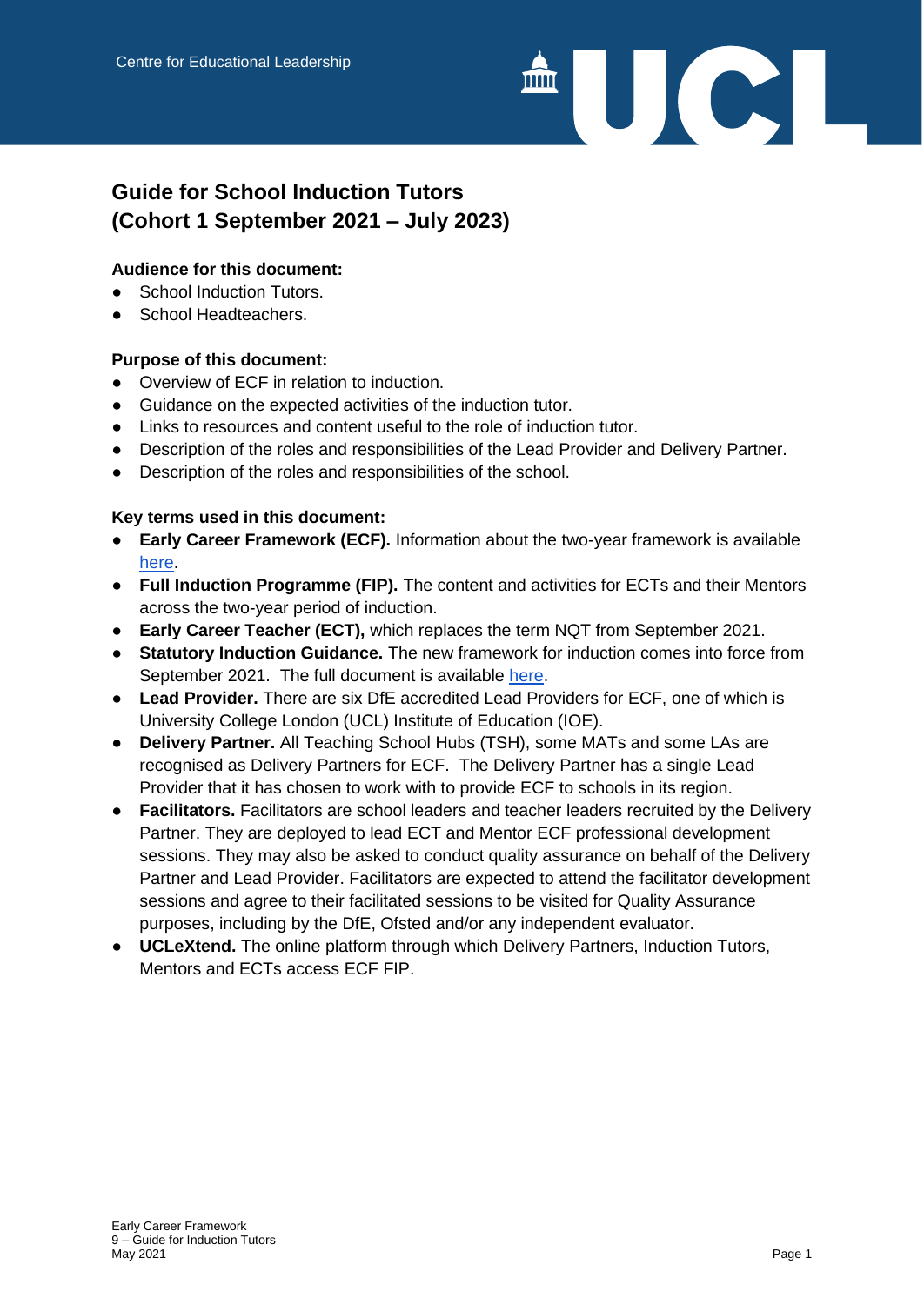Centre for Educational Leadership

# Guide for School Induction Tutors (Cohort 1 September 2021 – July 2023)

**Audience for this document:**

- School Induction Tutors.
- School Headteachers.

**Purpose of this document:**

- Overview of ECF in relation to induction.
- Guidance on the expected activities of the induction tutor.
- Links to resources and content useful to the role of induction tutor.
- Description of the roles and responsibilities of the Lead Provider and Delivery Partner.
- Description of the roles and responsibilities of the school.

**Key terms used in this document:**

- **Early Career Framework (ECF).** Information about the two-year framework is available here.
- **Full Induction Programme (FIP).** The content and activities for ECTs and their Mentors across the two-year period of induction.
- **Early Career Teacher (ECT),** which replaces the term NQT from September 2021.
- **Statutory Induction Guidance.** The new framework for induction comes into force from September 2021. The full document is available here.
- **Lead Provider.** There are six DfE accredited Lead Providers for ECF, one of which is University College London (UCL) Institute of Education (IOE).
- **Delivery Partner.** All Teaching School Hubs (TSH), some MATs and some LAs are recognised as Delivery Partners for ECF. The Delivery Partner has a single Lead Provider that it has chosen to work with to provide ECF to schools in its region.
- **Facilitators.** Facilitators are school leaders and teacher leaders recruited by the Delivery Partner. They are deployed to lead ECT and Mentor ECF professional development sessions. They may also be asked to conduct quality assurance on behalf of the Delivery Partner and Lead Provider. Facilitators are expected to attend the facilitator development sessions and agree to their facilitated sessions to be visited for Quality Assurance purposes, including by the DfE, Ofsted and/or any independent evaluator.
- **UCLeXtend.** The online platform through which Delivery Partners, Induction Tutors, Mentors and ECTs access ECF FIP.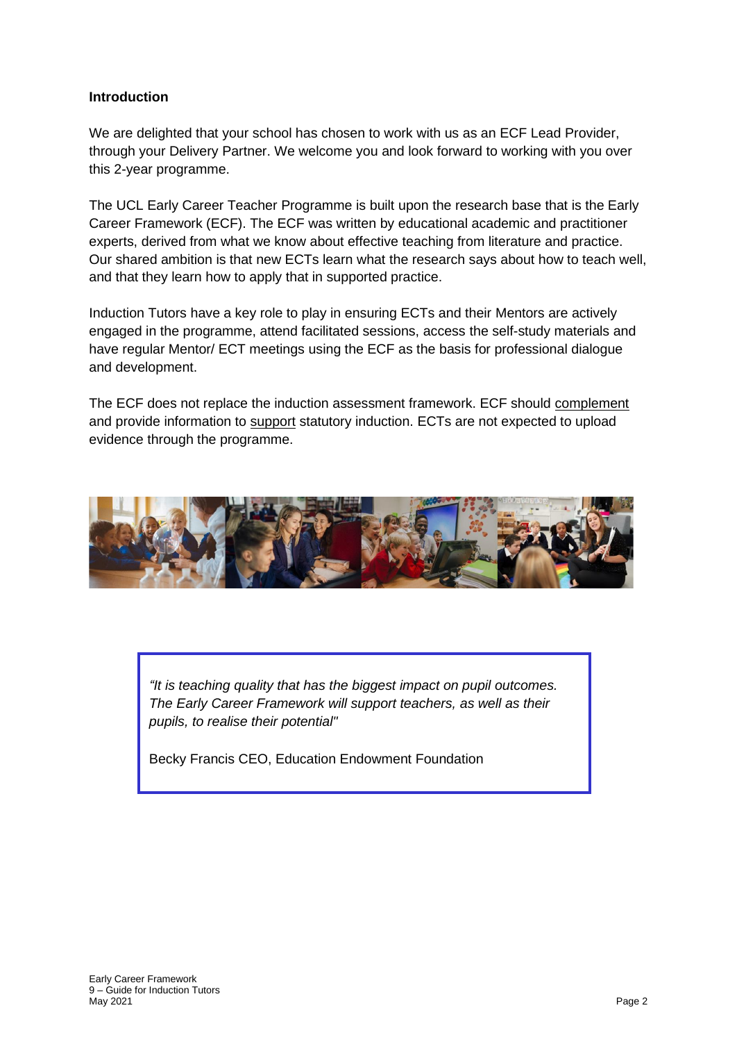## Introduction

We are delighted that your school has chosen to work with us as an ECF Lead Provider, through your Delivery Partner. We welcome you and look forward to working with you over this 2-year programme.

The UCL Early Career Teacher Programme is built upon the research base that is the Early Career Framework (ECF). The ECF was written by educational academic and practitioner experts, derived from what we know about effective teaching from literature and practice. Our shared ambition is that new ECTs learn what the research says about how to teach well, and that they learn how to apply that in supported practice.

Induction Tutors have a key role to play in ensuring ECTs and their Mentors are actively engaged in the programme, attend facilitated sessions, access the self-study materials and have regular Mentor/ ECT meetings using the ECF as the basis for professional dialogue and development.

The ECF does not replace the induction assessment framework. ECF should complement and provide information to support statutory induction. ECTs are not expected to upload evidence through the programme.

> *"It is teaching quality that has the biggest impact on pupil outcomes. The Early Career Framework will support teachers, as well as their pupils, to realise their potential"*
>
> Becky Francis CEO, Education Endowment Foundation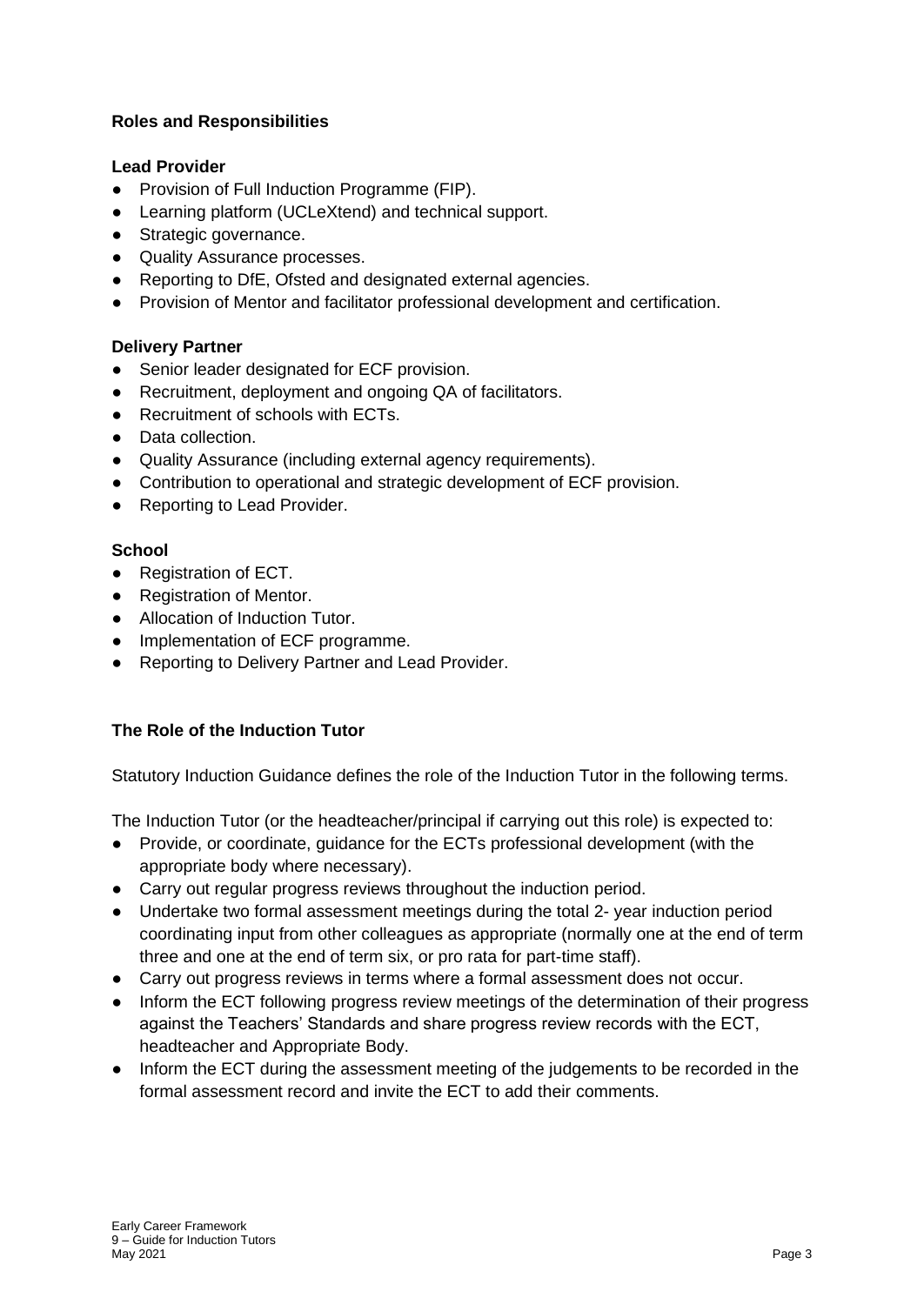## Roles and Responsibilities

### Lead Provider

- Provision of Full Induction Programme (FIP).
- Learning platform (UCLeXtend) and technical support.
- Strategic governance.
- Quality Assurance processes.
- Reporting to DfE, Ofsted and designated external agencies.
- Provision of Mentor and facilitator professional development and certification.

### Delivery Partner

- Senior leader designated for ECF provision.
- Recruitment, deployment and ongoing QA of facilitators.
- Recruitment of schools with ECTs.
- Data collection.
- Quality Assurance (including external agency requirements).
- Contribution to operational and strategic development of ECF provision.
- Reporting to Lead Provider.

### School

- Registration of ECT.
- Registration of Mentor.
- Allocation of Induction Tutor.
- Implementation of ECF programme.
- Reporting to Delivery Partner and Lead Provider.

## The Role of the Induction Tutor

Statutory Induction Guidance defines the role of the Induction Tutor in the following terms.

The Induction Tutor (or the headteacher/principal if carrying out this role) is expected to:

- Provide, or coordinate, guidance for the ECTs professional development (with the appropriate body where necessary).
- Carry out regular progress reviews throughout the induction period.
- Undertake two formal assessment meetings during the total 2- year induction period coordinating input from other colleagues as appropriate (normally one at the end of term three and one at the end of term six, or pro rata for part-time staff).
- Carry out progress reviews in terms where a formal assessment does not occur.
- Inform the ECT following progress review meetings of the determination of their progress against the Teachers' Standards and share progress review records with the ECT, headteacher and Appropriate Body.
- Inform the ECT during the assessment meeting of the judgements to be recorded in the formal assessment record and invite the ECT to add their comments.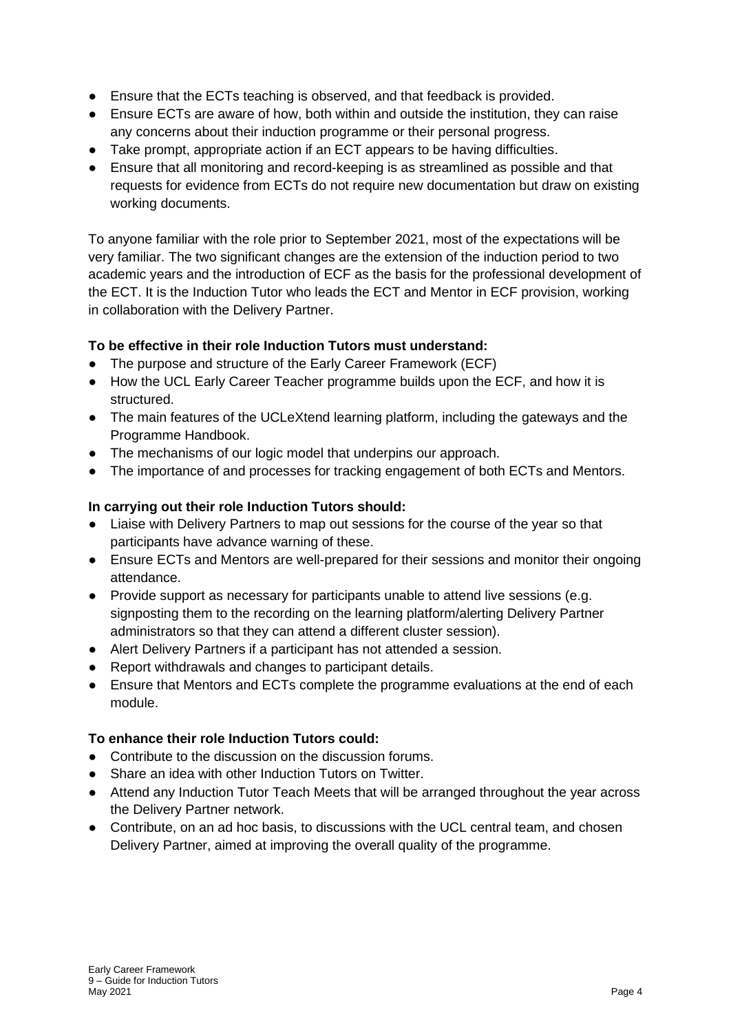- Ensure that the ECTs teaching is observed, and that feedback is provided.
- Ensure ECTs are aware of how, both within and outside the institution, they can raise any concerns about their induction programme or their personal progress.
- Take prompt, appropriate action if an ECT appears to be having difficulties.
- Ensure that all monitoring and record-keeping is as streamlined as possible and that requests for evidence from ECTs do not require new documentation but draw on existing working documents.

To anyone familiar with the role prior to September 2021, most of the expectations will be very familiar. The two significant changes are the extension of the induction period to two academic years and the introduction of ECF as the basis for the professional development of the ECT. It is the Induction Tutor who leads the ECT and Mentor in ECF provision, working in collaboration with the Delivery Partner.

**To be effective in their role Induction Tutors must understand:**

- The purpose and structure of the Early Career Framework (ECF)
- How the UCL Early Career Teacher programme builds upon the ECF, and how it is structured.
- The main features of the UCLeXtend learning platform, including the gateways and the Programme Handbook.
- The mechanisms of our logic model that underpins our approach.
- The importance of and processes for tracking engagement of both ECTs and Mentors.

**In carrying out their role Induction Tutors should:**

- Liaise with Delivery Partners to map out sessions for the course of the year so that participants have advance warning of these.
- Ensure ECTs and Mentors are well-prepared for their sessions and monitor their ongoing attendance.
- Provide support as necessary for participants unable to attend live sessions (e.g. signposting them to the recording on the learning platform/alerting Delivery Partner administrators so that they can attend a different cluster session).
- Alert Delivery Partners if a participant has not attended a session.
- Report withdrawals and changes to participant details.
- Ensure that Mentors and ECTs complete the programme evaluations at the end of each module.

**To enhance their role Induction Tutors could:**

- Contribute to the discussion on the discussion forums.
- Share an idea with other Induction Tutors on Twitter.
- Attend any Induction Tutor Teach Meets that will be arranged throughout the year across the Delivery Partner network.
- Contribute, on an ad hoc basis, to discussions with the UCL central team, and chosen Delivery Partner, aimed at improving the overall quality of the programme.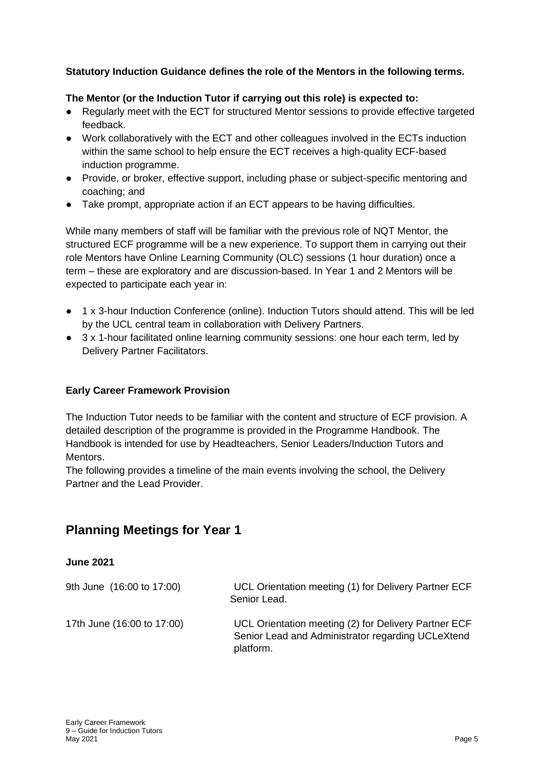**Statutory Induction Guidance defines the role of the Mentors in the following terms.**

**The Mentor (or the Induction Tutor if carrying out this role) is expected to:**

- Regularly meet with the ECT for structured Mentor sessions to provide effective targeted feedback.
- Work collaboratively with the ECT and other colleagues involved in the ECTs induction within the same school to help ensure the ECT receives a high-quality ECF-based induction programme.
- Provide, or broker, effective support, including phase or subject-specific mentoring and coaching; and
- Take prompt, appropriate action if an ECT appears to be having difficulties.

While many members of staff will be familiar with the previous role of NQT Mentor, the structured ECF programme will be a new experience. To support them in carrying out their role Mentors have Online Learning Community (OLC) sessions (1 hour duration) once a term – these are exploratory and are discussion-based. In Year 1 and 2 Mentors will be expected to participate each year in:

- 1 x 3-hour Induction Conference (online). Induction Tutors should attend. This will be led by the UCL central team in collaboration with Delivery Partners.
- 3 x 1-hour facilitated online learning community sessions: one hour each term, led by Delivery Partner Facilitators.

**Early Career Framework Provision**

The Induction Tutor needs to be familiar with the content and structure of ECF provision. A detailed description of the programme is provided in the Programme Handbook. The Handbook is intended for use by Headteachers, Senior Leaders/Induction Tutors and Mentors.

The following provides a timeline of the main events involving the school, the Delivery Partner and the Lead Provider.

## Planning Meetings for Year 1

**June 2021**

| | |
|---|---|
| 9th June (16:00 to 17:00) | UCL Orientation meeting (1) for Delivery Partner ECF Senior Lead. |
| 17th June (16:00 to 17:00) | UCL Orientation meeting (2) for Delivery Partner ECF Senior Lead and Administrator regarding UCLeXtend platform. |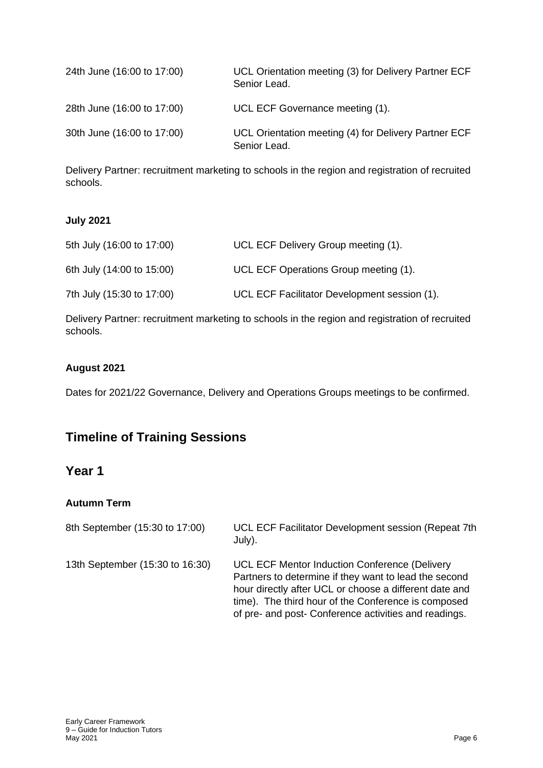| | |
|---|---|
| 24th June (16:00 to 17:00) | UCL Orientation meeting (3) for Delivery Partner ECF Senior Lead. |
| 28th June (16:00 to 17:00) | UCL ECF Governance meeting (1). |
| 30th June (16:00 to 17:00) | UCL Orientation meeting (4) for Delivery Partner ECF Senior Lead. |

Delivery Partner: recruitment marketing to schools in the region and registration of recruited schools.

**July 2021**

| | |
|---|---|
| 5th July (16:00 to 17:00) | UCL ECF Delivery Group meeting (1). |
| 6th July (14:00 to 15:00) | UCL ECF Operations Group meeting (1). |
| 7th July (15:30 to 17:00) | UCL ECF Facilitator Development session (1). |

Delivery Partner: recruitment marketing to schools in the region and registration of recruited schools.

**August 2021**

Dates for 2021/22 Governance, Delivery and Operations Groups meetings to be confirmed.

## Timeline of Training Sessions

## Year 1

**Autumn Term**

| | |
|---|---|
| 8th September (15:30 to 17:00) | UCL ECF Facilitator Development session (Repeat 7th July). |
| 13th September (15:30 to 16:30) | UCL ECF Mentor Induction Conference (Delivery Partners to determine if they want to lead the second hour directly after UCL or choose a different date and time). The third hour of the Conference is composed of pre- and post- Conference activities and readings. |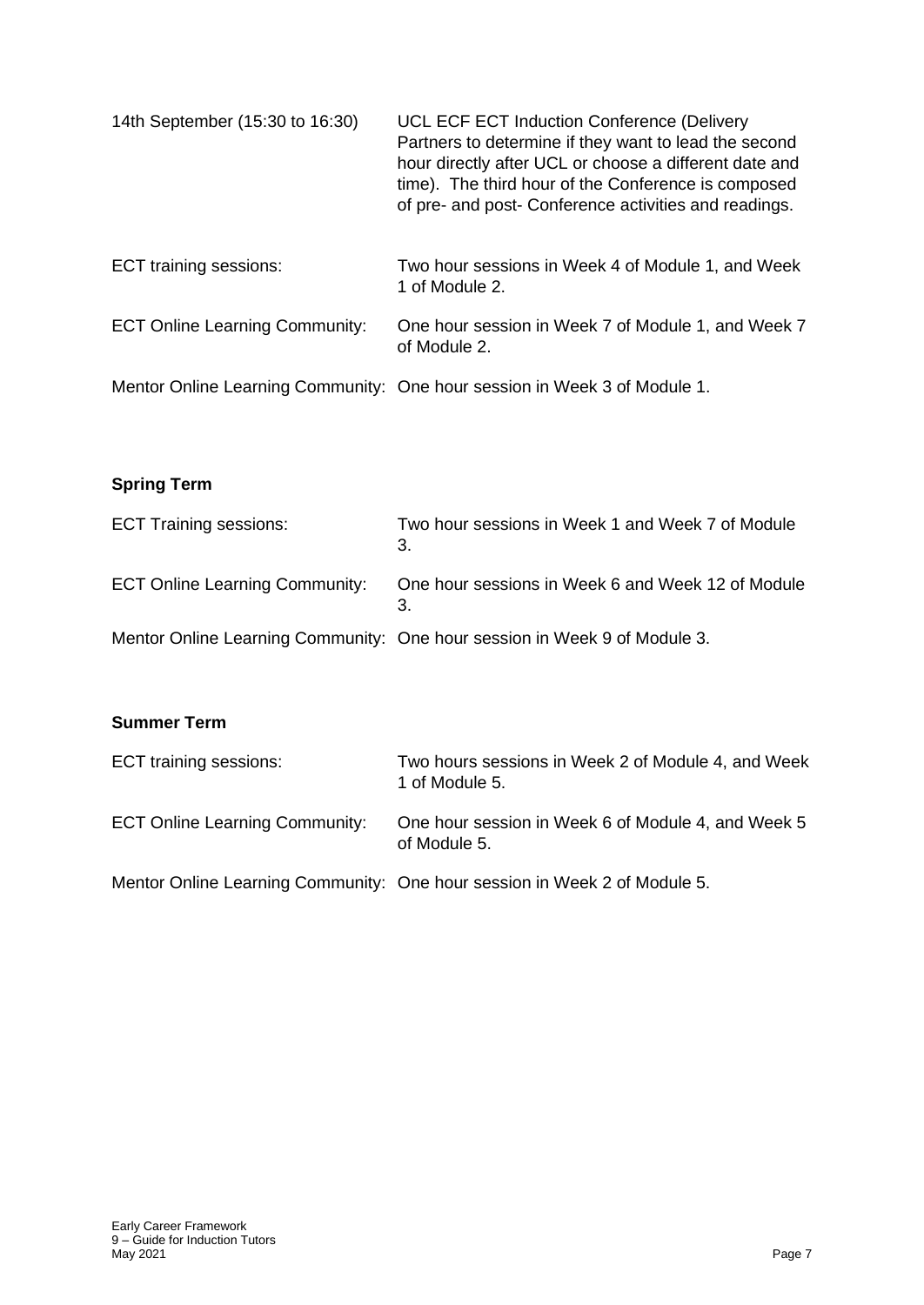14th September (15:30 to 16:30) UCL ECF ECT Induction Conference (Delivery Partners to determine if they want to lead the second hour directly after UCL or choose a different date and time). The third hour of the Conference is composed of pre- and post- Conference activities and readings.

ECT training sessions: Two hour sessions in Week 4 of Module 1, and Week 1 of Module 2.

ECT Online Learning Community: One hour session in Week 7 of Module 1, and Week 7 of Module 2.

Mentor Online Learning Community: One hour session in Week 3 of Module 1.

**Spring Term**

ECT Training sessions: Two hour sessions in Week 1 and Week 7 of Module 3.

ECT Online Learning Community: One hour sessions in Week 6 and Week 12 of Module 3.

Mentor Online Learning Community: One hour session in Week 9 of Module 3.

**Summer Term**

ECT training sessions: Two hours sessions in Week 2 of Module 4, and Week 1 of Module 5.

ECT Online Learning Community: One hour session in Week 6 of Module 4, and Week 5 of Module 5.

Mentor Online Learning Community: One hour session in Week 2 of Module 5.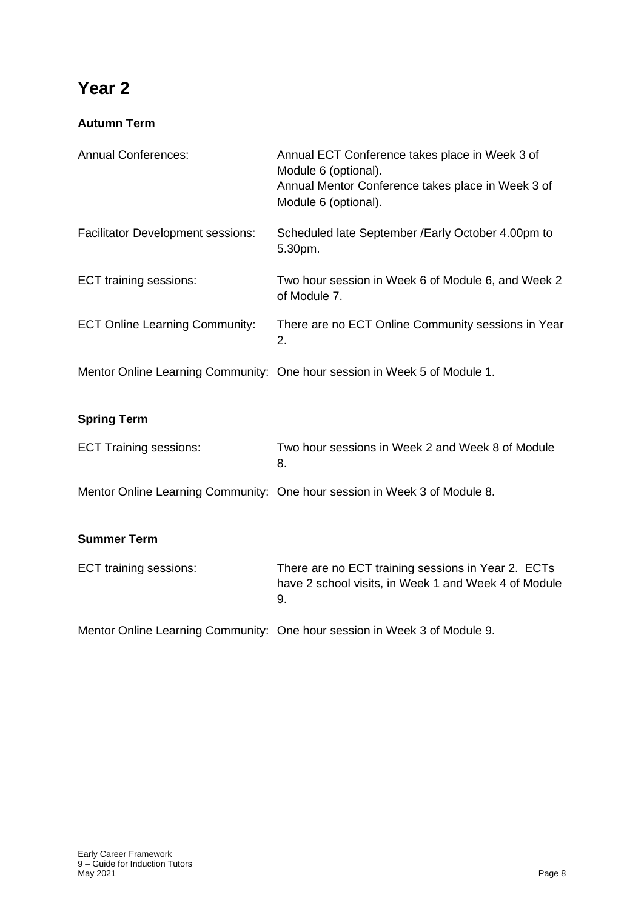# Year 2

### Autumn Term

| | |
|---|---|
| Annual Conferences: | Annual ECT Conference takes place in Week 3 of Module 6 (optional).<br>Annual Mentor Conference takes place in Week 3 of Module 6 (optional). |
| Facilitator Development sessions: | Scheduled late September /Early October 4.00pm to 5.30pm. |
| ECT training sessions: | Two hour session in Week 6 of Module 6, and Week 2 of Module 7. |
| ECT Online Learning Community: | There are no ECT Online Community sessions in Year 2. |
| Mentor Online Learning Community: | One hour session in Week 5 of Module 1. |

### Spring Term

| | |
|---|---|
| ECT Training sessions: | Two hour sessions in Week 2 and Week 8 of Module 8. |
| Mentor Online Learning Community: | One hour session in Week 3 of Module 8. |

### Summer Term

| | |
|---|---|
| ECT training sessions: | There are no ECT training sessions in Year 2. ECTs have 2 school visits, in Week 1 and Week 4 of Module 9. |
| Mentor Online Learning Community: | One hour session in Week 3 of Module 9. |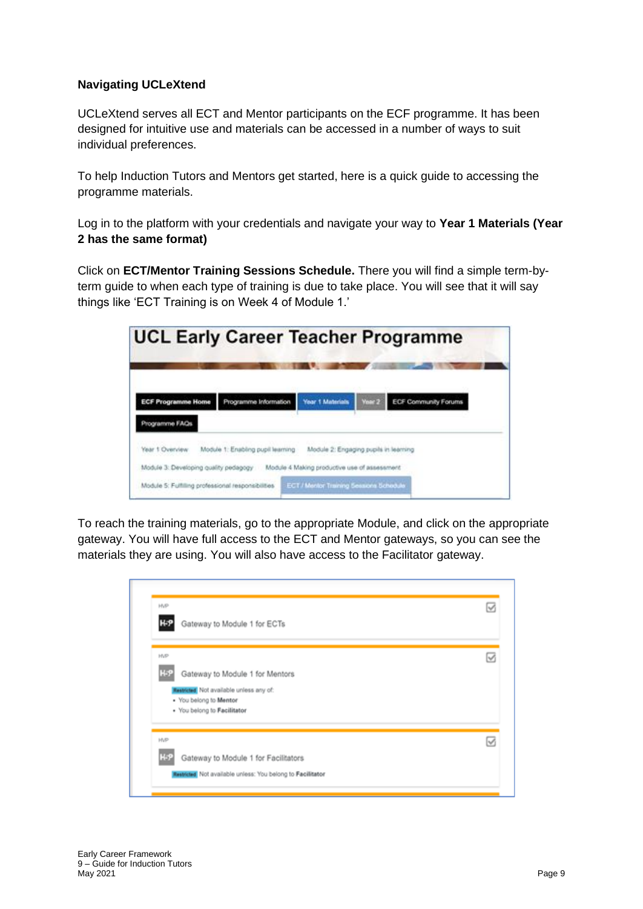**Navigating UCLeXtend**

UCLeXtend serves all ECT and Mentor participants on the ECF programme. It has been designed for intuitive use and materials can be accessed in a number of ways to suit individual preferences.

To help Induction Tutors and Mentors get started, here is a quick guide to accessing the programme materials.

Log in to the platform with your credentials and navigate your way to **Year 1 Materials (Year 2 has the same format)**

Click on **ECT/Mentor Training Sessions Schedule.** There you will find a simple term-by-term guide to when each type of training is due to take place. You will see that it will say things like 'ECT Training is on Week 4 of Module 1.'

To reach the training materials, go to the appropriate Module, and click on the appropriate gateway. You will have full access to the ECT and Mentor gateways, so you can see the materials they are using. You will also have access to the Facilitator gateway.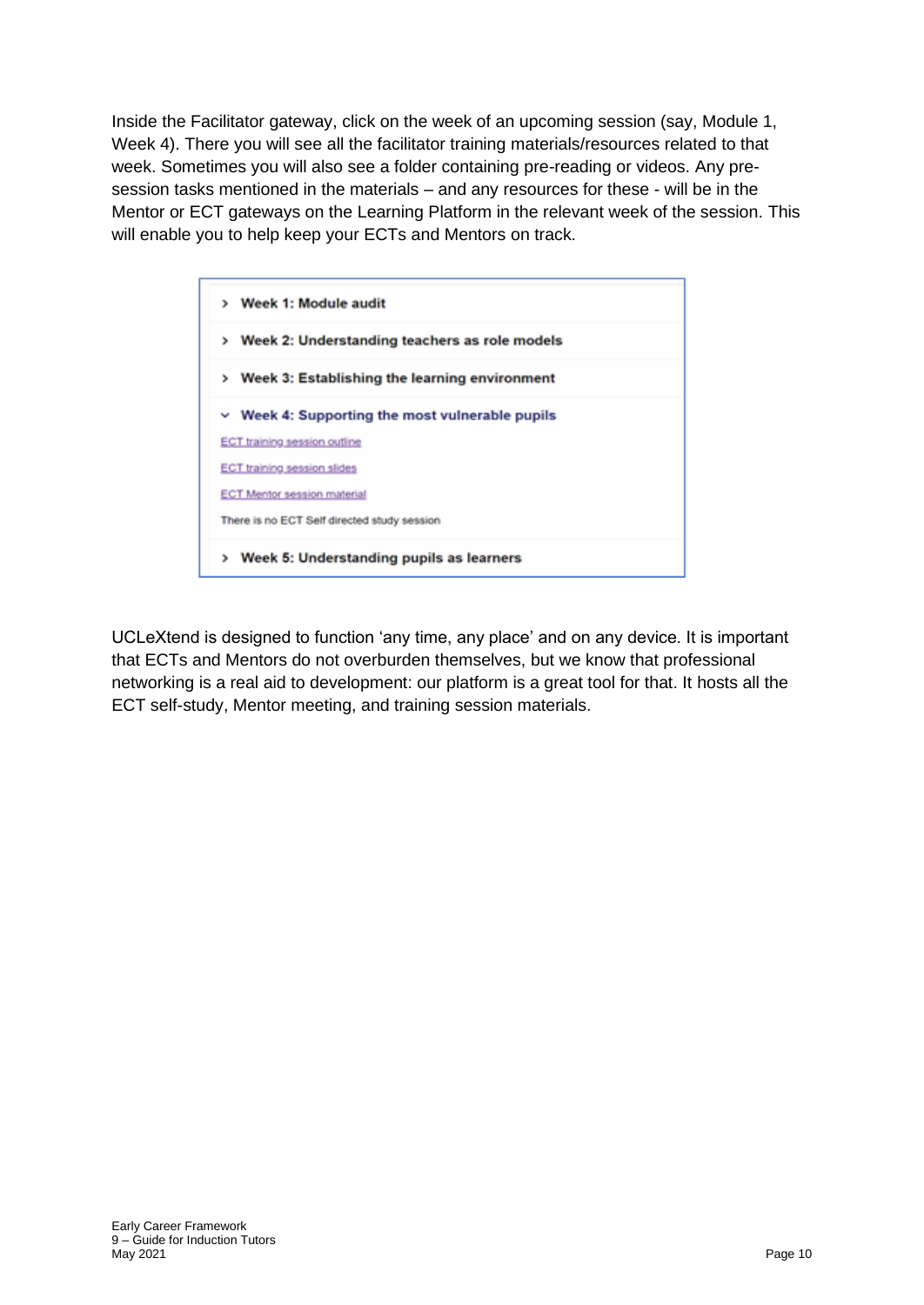Inside the Facilitator gateway, click on the week of an upcoming session (say, Module 1, Week 4). There you will see all the facilitator training materials/resources related to that week. Sometimes you will also see a folder containing pre-reading or videos. Any pre-session tasks mentioned in the materials – and any resources for these - will be in the Mentor or ECT gateways on the Learning Platform in the relevant week of the session. This will enable you to help keep your ECTs and Mentors on track.

> **Week 1: Module audit**

> **Week 2: Understanding teachers as role models**

> **Week 3: Establishing the learning environment**

⌄ **Week 4: Supporting the most vulnerable pupils**

ECT training session outline

ECT training session slides

ECT Mentor session material

There is no ECT Self directed study session

> **Week 5: Understanding pupils as learners**

UCLeXtend is designed to function 'any time, any place' and on any device. It is important that ECTs and Mentors do not overburden themselves, but we know that professional networking is a real aid to development: our platform is a great tool for that. It hosts all the ECT self-study, Mentor meeting, and training session materials.